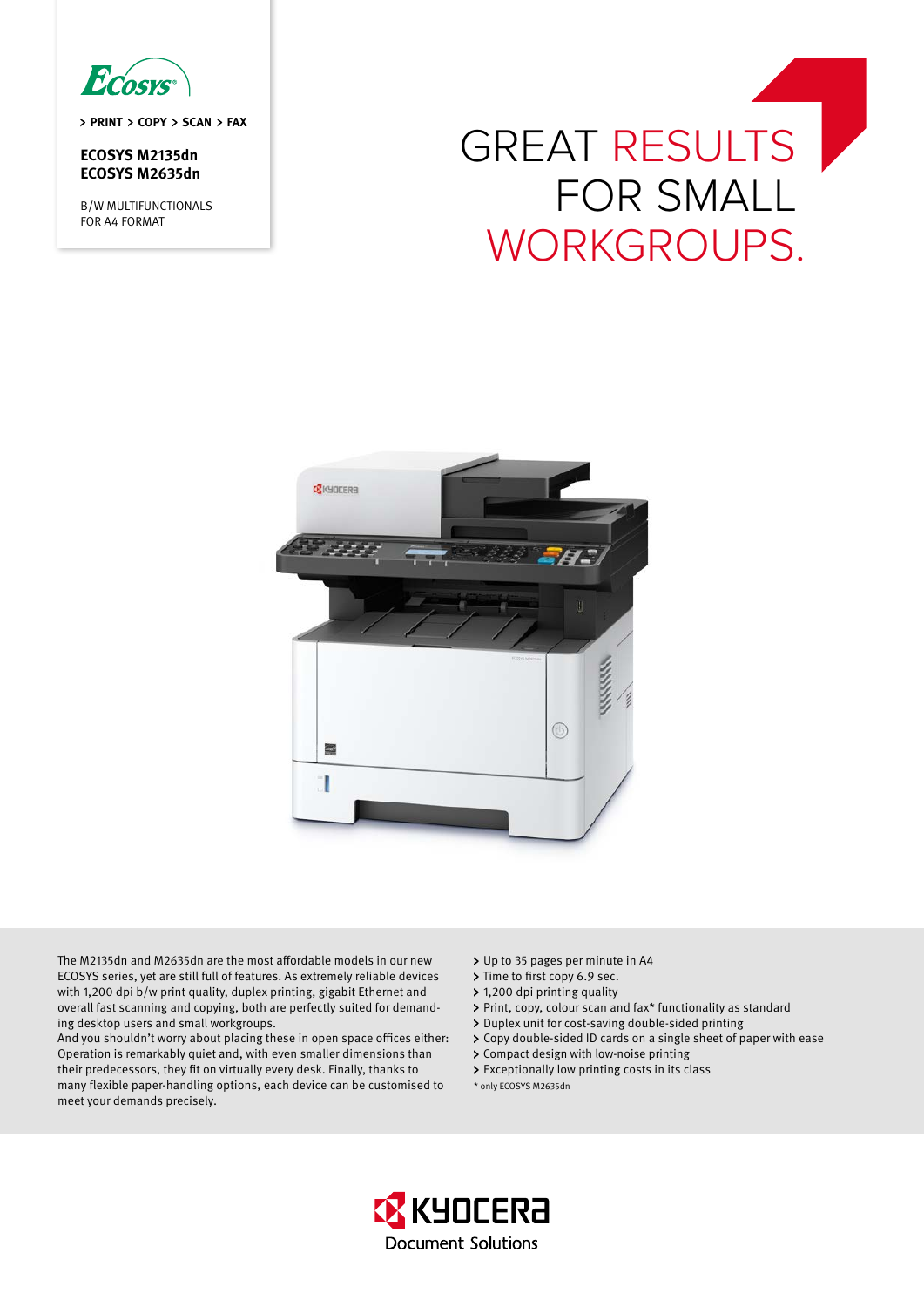ECOSYS

> PRINT > COPY > SCAN > FAX

**ECOSYS M2135dn**
**ECOSYS M2635dn**

B/W MULTIFUNCTIONALS
FOR A4 FORMAT

# GREAT RESULTS FOR SMALL WORKGROUPS.

The M2135dn and M2635dn are the most affordable models in our new ECOSYS series, yet are still full of features. As extremely reliable devices with 1,200 dpi b/w print quality, duplex printing, gigabit Ethernet and overall fast scanning and copying, both are perfectly suited for demanding desktop users and small workgroups.
And you shouldn't worry about placing these in open space offices either: Operation is remarkably quiet and, with even smaller dimensions than their predecessors, they fit on virtually every desk. Finally, thanks to many flexible paper-handling options, each device can be customised to meet your demands precisely.

- Up to 35 pages per minute in A4
- Time to first copy 6.9 sec.
- 1,200 dpi printing quality
- Print, copy, colour scan and fax* functionality as standard
- Duplex unit for cost-saving double-sided printing
- Copy double-sided ID cards on a single sheet of paper with ease
- Compact design with low-noise printing
- Exceptionally low printing costs in its class

\* only ECOSYS M2635dn

KYOCERA Document Solutions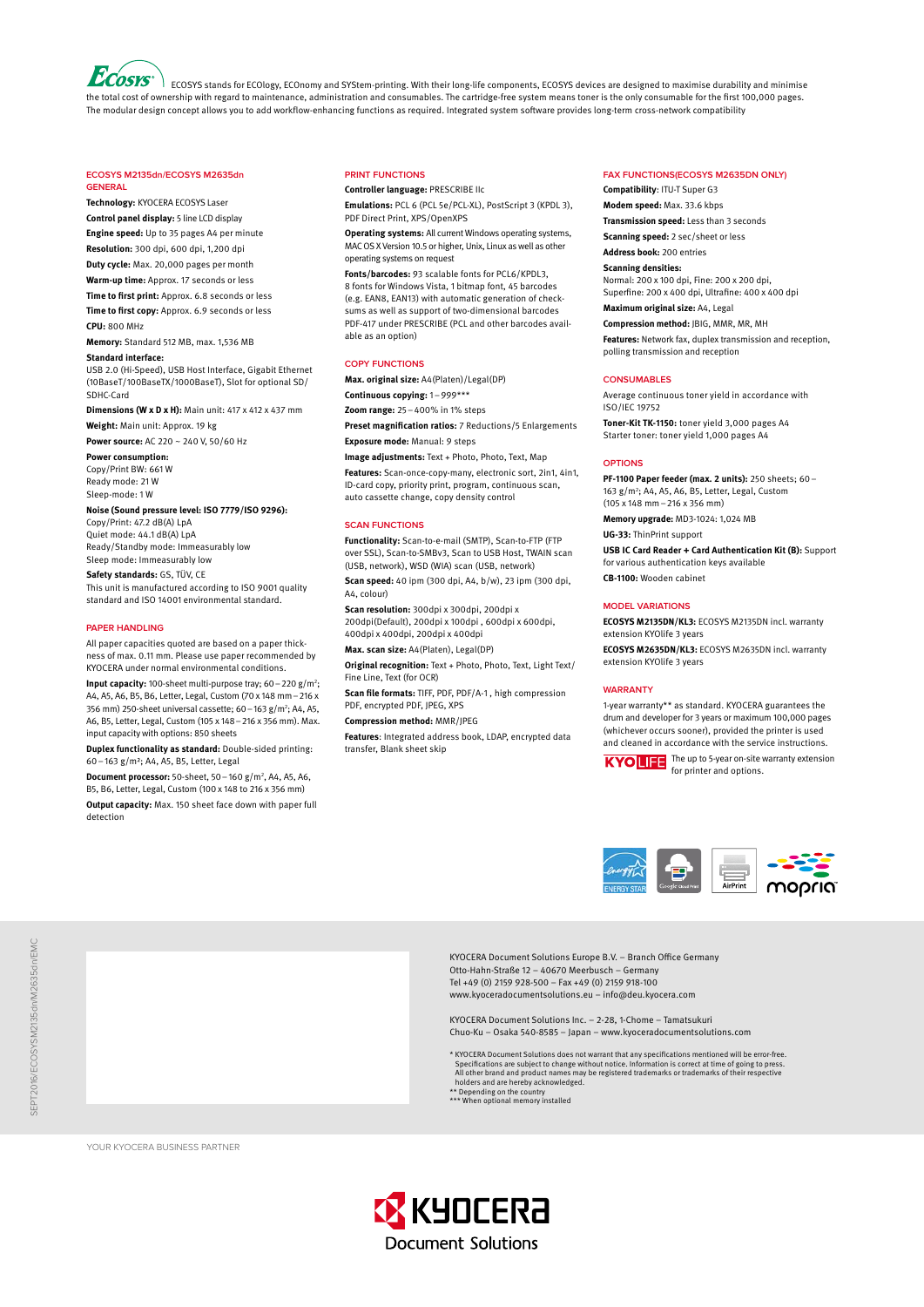ECOSYS stands for ECOlogy, ECOnomy and SYStem-printing. With their long-life components, ECOSYS devices are designed to maximise durability and minimise the total cost of ownership with regard to maintenance, administration and consumables. The cartridge-free system means toner is the only consumable for the first 100,000 pages. The modular design concept allows you to add workflow-enhancing functions as required. Integrated system software provides long-term cross-network compatibility

## ECOSYS M2135dn/ECOSYS M2635dn

### GENERAL

**Technology:** KYOCERA ECOSYS Laser

**Control panel display:** 5 line LCD display

**Engine speed:** Up to 35 pages A4 per minute

**Resolution:** 300 dpi, 600 dpi, 1,200 dpi

**Duty cycle:** Max. 20,000 pages per month

**Warm-up time:** Approx. 17 seconds or less

**Time to first print:** Approx. 6.8 seconds or less

**Time to first copy:** Approx. 6.9 seconds or less

**CPU:** 800 MHz

**Memory:** Standard 512 MB, max. 1,536 MB

**Standard interface:**
USB 2.0 (Hi-Speed), USB Host Interface, Gigabit Ethernet (10BaseT/100BaseTX/1000BaseT), Slot for optional SD/SDHC-Card

**Dimensions (W x D x H):** Main unit: 417 x 412 x 437 mm

**Weight:** Main unit: Approx. 19 kg

**Power source:** AC 220 ~ 240 V, 50/60 Hz

**Power consumption:**
Copy/Print BW: 661 W
Ready mode: 21 W
Sleep-mode: 1 W

**Noise (Sound pressure level: ISO 7779/ISO 9296):**
Copy/Print: 47.2 dB(A) LpA
Quiet mode: 44.1 dB(A) LpA
Ready/Standby mode: Immeasurably low
Sleep mode: Immeasurably low

**Safety standards:** GS, TÜV, CE
This unit is manufactured according to ISO 9001 quality standard and ISO 14001 environmental standard.

### PAPER HANDLING

All paper capacities quoted are based on a paper thickness of max. 0.11 mm. Please use paper recommended by KYOCERA under normal environmental conditions.

**Input capacity:** 100-sheet multi-purpose tray; 60 – 220 g/m²; A4, A5, A6, B5, B6, Letter, Legal, Custom (70 x 148 mm – 216 x 356 mm) 250-sheet universal cassette; 60 – 163 g/m²; A4, A5, A6, B5, Letter, Legal, Custom (105 x 148 – 216 x 356 mm). Max. input capacity with options: 850 sheets

**Duplex functionality as standard:** Double-sided printing: 60 – 163 g/m²; A4, A5, B5, Letter, Legal

**Document processor:** 50-sheet, 50 – 160 g/m², A4, A5, A6, B5, B6, Letter, Legal, Custom (100 x 148 to 216 x 356 mm)

**Output capacity:** Max. 150 sheet face down with paper full detection

### PRINT FUNCTIONS

**Controller language:** PRESCRIBE IIc

**Emulations:** PCL 6 (PCL 5e/PCL-XL), PostScript 3 (KPDL 3), PDF Direct Print, XPS/OpenXPS

**Operating systems:** All current Windows operating systems, MAC OS X Version 10.5 or higher, Unix, Linux as well as other operating systems on request

**Fonts/barcodes:** 93 scalable fonts for PCL6/KPDL3, 8 fonts for Windows Vista, 1 bitmap font, 45 barcodes (e.g. EAN8, EAN13) with automatic generation of checksums as well as support of two-dimensional barcodes PDF-417 under PRESCRIBE (PCL and other barcodes available as an option)

### COPY FUNCTIONS

**Max. original size:** A4(Platen)/Legal(DP)

**Continuous copying:** 1 – 999***

**Zoom range:** 25 – 400% in 1% steps

**Preset magnification ratios:** 7 Reductions/5 Enlargements

**Exposure mode:** Manual: 9 steps

**Image adjustments:** Text + Photo, Photo, Text, Map

**Features:** Scan-once-copy-many, electronic sort, 2in1, 4in1, ID-card copy, priority print, program, continuous scan, auto cassette change, copy density control

### SCAN FUNCTIONS

**Functionality:** Scan-to-e-mail (SMTP), Scan-to-FTP (FTP over SSL), Scan-to-SMBv3, Scan to USB Host, TWAIN scan (USB, network), WSD (WIA) scan (USB, network)

**Scan speed:** 40 ipm (300 dpi, A4, b/w), 23 ipm (300 dpi, A4, colour)

**Scan resolution:** 300dpi x 300dpi, 200dpi x 200dpi(Default), 200dpi x 100dpi , 600dpi x 600dpi, 400dpi x 400dpi, 200dpi x 400dpi

**Max. scan size:** A4(Platen), Legal(DP)

**Original recognition:** Text + Photo, Photo, Text, Light Text/Fine Line, Text (for OCR)

**Scan file formats:** TIFF, PDF, PDF/A-1 , high compression PDF, encrypted PDF, JPEG, XPS

**Compression method:** MMR/JPEG

**Features:** Integrated address book, LDAP, encrypted data transfer, Blank sheet skip

### FAX FUNCTIONS(ECOSYS M2635DN ONLY)

**Compatibility:** ITU-T Super G3

**Modem speed:** Max. 33.6 kbps

**Transmission speed:** Less than 3 seconds

**Scanning speed:** 2 sec/sheet or less

**Address book:** 200 entries

**Scanning densities:**
Normal: 200 x 100 dpi, Fine: 200 x 200 dpi, Superfine: 200 x 400 dpi, Ultrafine: 400 x 400 dpi

**Maximum original size:** A4, Legal

**Compression method:** JBIG, MMR, MR, MH

**Features:** Network fax, duplex transmission and reception, polling transmission and reception

### CONSUMABLES

Average continuous toner yield in accordance with ISO/IEC 19752

**Toner-Kit TK-1150:** toner yield 3,000 pages A4
Starter toner: toner yield 1,000 pages A4

### OPTIONS

**PF-1100 Paper feeder (max. 2 units):** 250 sheets; 60 – 163 g/m²; A4, A5, A6, B5, Letter, Legal, Custom (105 x 148 mm – 216 x 356 mm)

**Memory upgrade:** MD3-1024: 1,024 MB

**UG-33:** ThinPrint support

**USB IC Card Reader + Card Authentication Kit (B):** Support for various authentication keys available

**CB-1100:** Wooden cabinet

### MODEL VARIATIONS

**ECOSYS M2135DN/KL3:** ECOSYS M2135DN incl. warranty extension KYOlife 3 years

**ECOSYS M2635DN/KL3:** ECOSYS M2635DN incl. warranty extension KYOlife 3 years

### WARRANTY

1-year warranty** as standard. KYOCERA guarantees the drum and developer for 3 years or maximum 100,000 pages (whichever occurs sooner), provided the printer is used and cleaned in accordance with the service instructions.

KYOLIFE The up to 5-year on-site warranty extension for printer and options.

KYOCERA Document Solutions Europe B.V. – Branch Office Germany
Otto-Hahn-Straße 12 – 40670 Meerbusch – Germany
Tel +49 (0) 2159 928-500 – Fax +49 (0) 2159 918-100
www.kyoceradocumentsolutions.eu – info@deu.kyocera.com

KYOCERA Document Solutions Inc. – 2-28, 1-Chome – Tamatsukuri
Chuo-Ku – Osaka 540-8585 – Japan – www.kyoceradocumentsolutions.com

\* KYOCERA Document Solutions does not warrant that any specifications mentioned will be error-free. Specifications are subject to change without notice. Information is correct at time of going to press. All other brand and product names may be registered trademarks or trademarks of their respective holders and are hereby acknowledged.
** Depending on the country
*** When optional memory installed

SEPT2016/ECOSYSM2135dn/M2635dn/EMC

YOUR KYOCERA BUSINESS PARTNER

KYOCERA Document Solutions